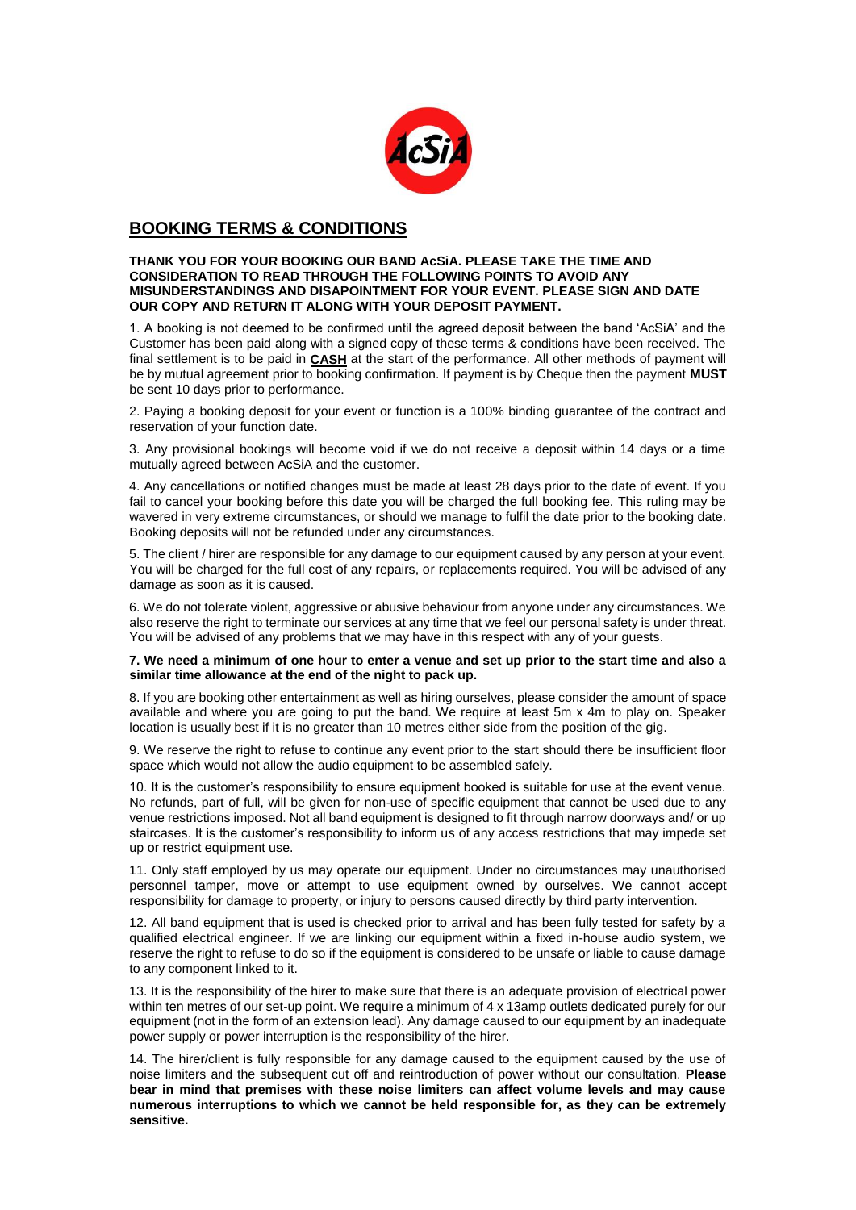## BOOKING TERMS & CONDITIONS

**THANK YOU FOR YOUR BOOKING OUR BAND AcSiA. PLEASE TAKE THE TIME AND CONSIDERATION TO READ THROUGH THE FOLLOWING POINTS TO AVOID ANY MISUNDERSTANDINGS AND DISAPOINTMENT FOR YOUR EVENT. PLEASE SIGN AND DATE OUR COPY AND RETURN IT ALONG WITH YOUR DEPOSIT PAYMENT.**

1. A booking is not deemed to be confirmed until the agreed deposit between the band 'AcSiA' and the Customer has been paid along with a signed copy of these terms & conditions have been received. The final settlement is to be paid in **CASH** at the start of the performance. All other methods of payment will be by mutual agreement prior to booking confirmation. If payment is by Cheque then the payment **MUST** be sent 10 days prior to performance.

2. Paying a booking deposit for your event or function is a 100% binding guarantee of the contract and reservation of your function date.

3. Any provisional bookings will become void if we do not receive a deposit within 14 days or a time mutually agreed between AcSiA and the customer.

4. Any cancellations or notified changes must be made at least 28 days prior to the date of event. If you fail to cancel your booking before this date you will be charged the full booking fee. This ruling may be wavered in very extreme circumstances, or should we manage to fulfil the date prior to the booking date. Booking deposits will not be refunded under any circumstances.

5. The client / hirer are responsible for any damage to our equipment caused by any person at your event. You will be charged for the full cost of any repairs, or replacements required. You will be advised of any damage as soon as it is caused.

6. We do not tolerate violent, aggressive or abusive behaviour from anyone under any circumstances. We also reserve the right to terminate our services at any time that we feel our personal safety is under threat. You will be advised of any problems that we may have in this respect with any of your guests.

**7. We need a minimum of one hour to enter a venue and set up prior to the start time and also a similar time allowance at the end of the night to pack up.**

8. If you are booking other entertainment as well as hiring ourselves, please consider the amount of space available and where you are going to put the band. We require at least 5m x 4m to play on. Speaker location is usually best if it is no greater than 10 metres either side from the position of the gig.

9. We reserve the right to refuse to continue any event prior to the start should there be insufficient floor space which would not allow the audio equipment to be assembled safely.

10. It is the customer's responsibility to ensure equipment booked is suitable for use at the event venue. No refunds, part of full, will be given for non-use of specific equipment that cannot be used due to any venue restrictions imposed. Not all band equipment is designed to fit through narrow doorways and/ or up staircases. It is the customer's responsibility to inform us of any access restrictions that may impede set up or restrict equipment use.

11. Only staff employed by us may operate our equipment. Under no circumstances may unauthorised personnel tamper, move or attempt to use equipment owned by ourselves. We cannot accept responsibility for damage to property, or injury to persons caused directly by third party intervention.

12. All band equipment that is used is checked prior to arrival and has been fully tested for safety by a qualified electrical engineer. If we are linking our equipment within a fixed in-house audio system, we reserve the right to refuse to do so if the equipment is considered to be unsafe or liable to cause damage to any component linked to it.

13. It is the responsibility of the hirer to make sure that there is an adequate provision of electrical power within ten metres of our set-up point. We require a minimum of 4 x 13amp outlets dedicated purely for our equipment (not in the form of an extension lead). Any damage caused to our equipment by an inadequate power supply or power interruption is the responsibility of the hirer.

14. The hirer/client is fully responsible for any damage caused to the equipment caused by the use of noise limiters and the subsequent cut off and reintroduction of power without our consultation. **Please bear in mind that premises with these noise limiters can affect volume levels and may cause numerous interruptions to which we cannot be held responsible for, as they can be extremely sensitive.**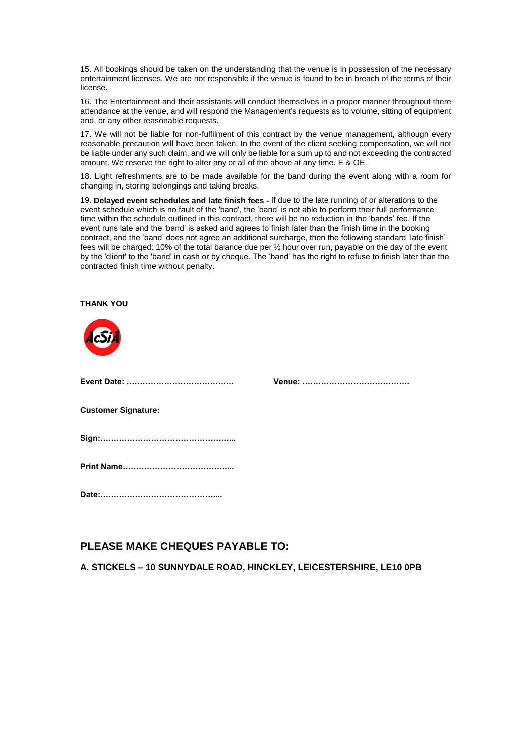15. All bookings should be taken on the understanding that the venue is in possession of the necessary entertainment licenses. We are not responsible if the venue is found to be in breach of the terms of their license.

16. The Entertainment and their assistants will conduct themselves in a proper manner throughout there attendance at the venue, and will respond the Management's requests as to volume, sitting of equipment and, or any other reasonable requests.

17. We will not be liable for non-fulfilment of this contract by the venue management, although every reasonable precaution will have been taken. In the event of the client seeking compensation, we will not be liable under any such claim, and we will only be liable for a sum up to and not exceeding the contracted amount. We reserve the right to alter any or all of the above at any time. E & OE.

18. Light refreshments are to be made available for the band during the event along with a room for changing in, storing belongings and taking breaks.

19. **Delayed event schedules and late finish fees -** If due to the late running of or alterations to the event schedule which is no fault of the 'band', the 'band' is not able to perform their full performance time within the schedule outlined in this contract, there will be no reduction in the 'bands' fee. If the event runs late and the 'band' is asked and agrees to finish later than the finish time in the booking contract, and the 'band' does not agree an additional surcharge, then the following standard 'late finish' fees will be charged: 10% of the total balance due per ½ hour over run, payable on the day of the event by the 'client' to the 'band' in cash or by cheque. The 'band' has the right to refuse to finish later than the contracted finish time without penalty.

**THANK YOU**

AcSiA

**Event Date: ………………………………….** **Venue: ………………………………….**

**Customer Signature:**

**Sign:…………………………………………...**

**Print Name…………………………………...**

**Date:……………………………………....**

## PLEASE MAKE CHEQUES PAYABLE TO:

**A. STICKELS – 10 SUNNYDALE ROAD, HINCKLEY, LEICESTERSHIRE, LE10 0PB**